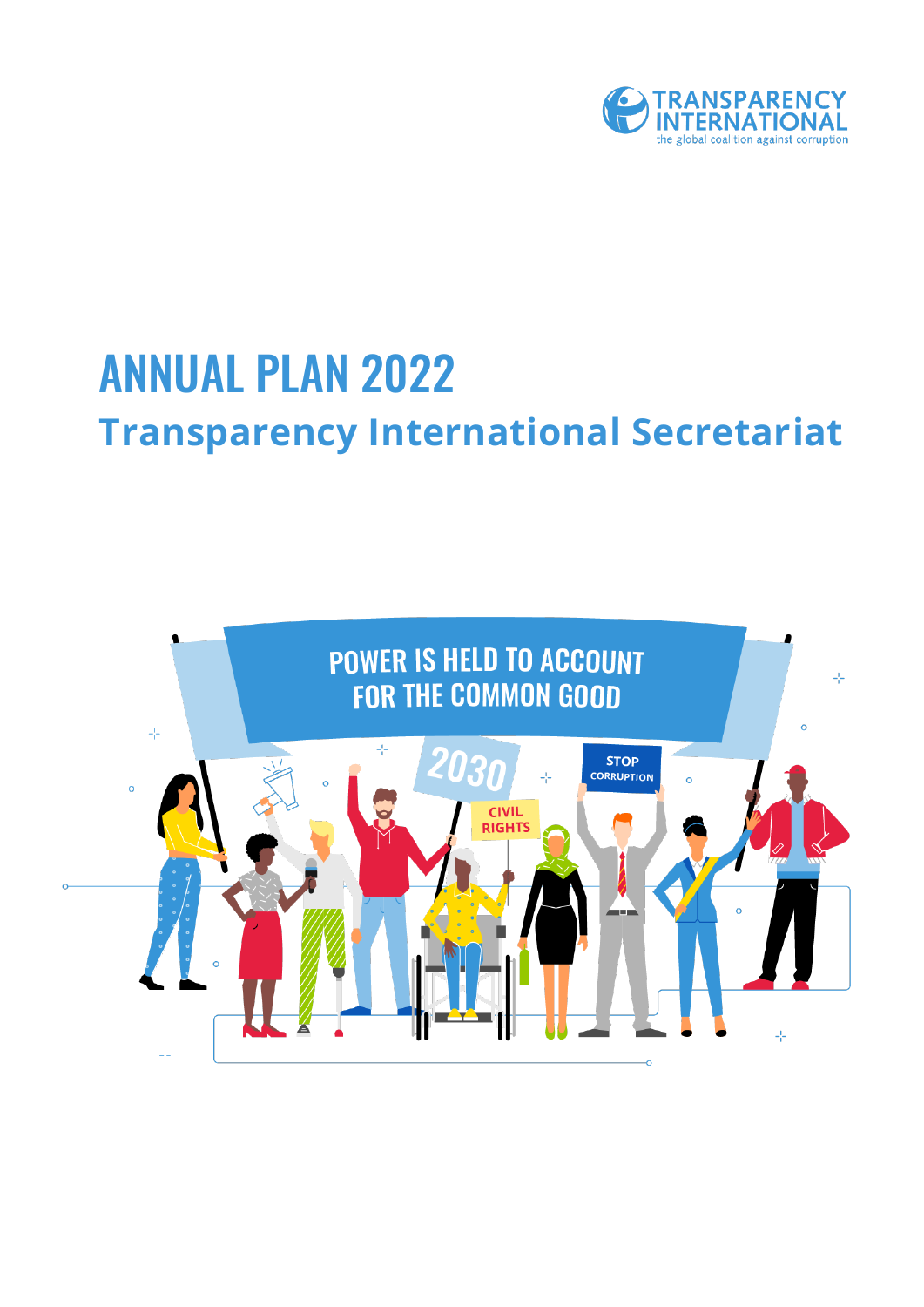TRANSPARENCY INTERNATIONAL
the global coalition against corruption

# ANNUAL PLAN 2022

## Transparency International Secretariat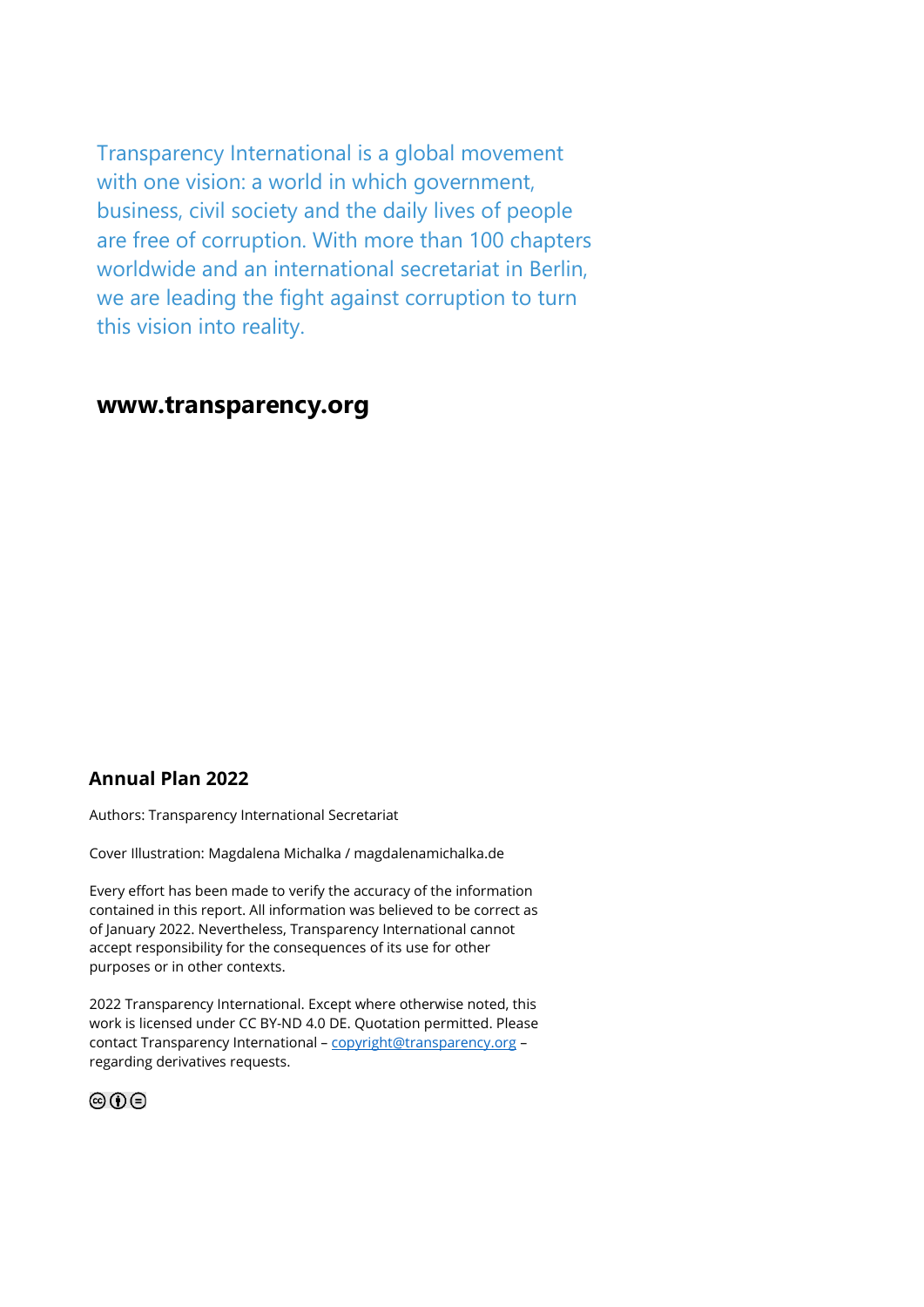Transparency International is a global movement with one vision: a world in which government, business, civil society and the daily lives of people are free of corruption. With more than 100 chapters worldwide and an international secretariat in Berlin, we are leading the fight against corruption to turn this vision into reality.

**www.transparency.org**

**Annual Plan 2022**

Authors: Transparency International Secretariat

Cover Illustration: Magdalena Michalka / magdalenamichalka.de

Every effort has been made to verify the accuracy of the information contained in this report. All information was believed to be correct as of January 2022. Nevertheless, Transparency International cannot accept responsibility for the consequences of its use for other purposes or in other contexts.

2022 Transparency International. Except where otherwise noted, this work is licensed under CC BY-ND 4.0 DE. Quotation permitted. Please contact Transparency International – copyright@transparency.org – regarding derivatives requests.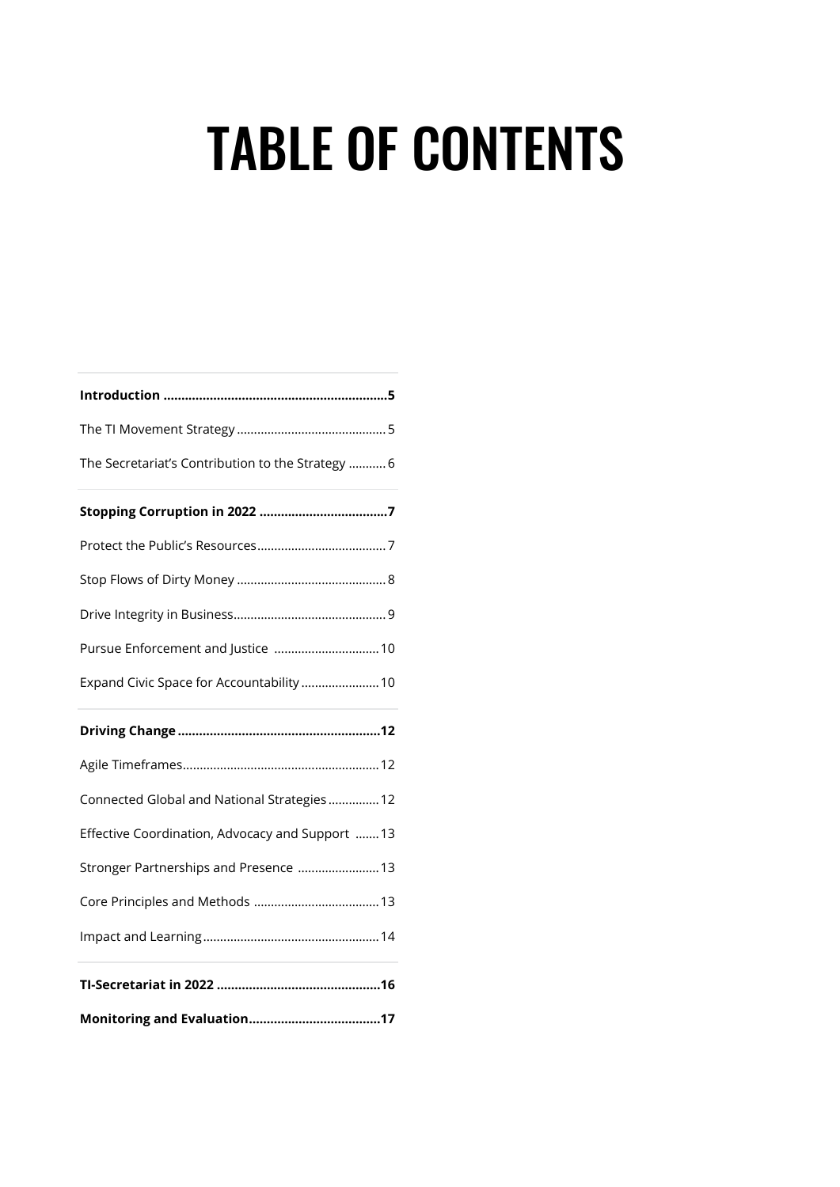# TABLE OF CONTENTS

**Introduction** .............................................................**5**

The TI Movement Strategy ........................................... 5

The Secretariat's Contribution to the Strategy ........... 6

**Stopping Corruption in 2022** ....................................**7**

Protect the Public's Resources...................................... 7

Stop Flows of Dirty Money ............................................ 8

Drive Integrity in Business............................................. 9

Pursue Enforcement and Justice ............................... 10

Expand Civic Space for Accountability ....................... 10

**Driving Change** .........................................................**12**

Agile Timeframes.......................................................... 12

Connected Global and National Strategies ............... 12

Effective Coordination, Advocacy and Support ....... 13

Stronger Partnerships and Presence ........................ 13

Core Principles and Methods ..................................... 13

Impact and Learning.................................................... 14

**TI-Secretariat in 2022** ..............................................**16**

**Monitoring and Evaluation**.....................................**17**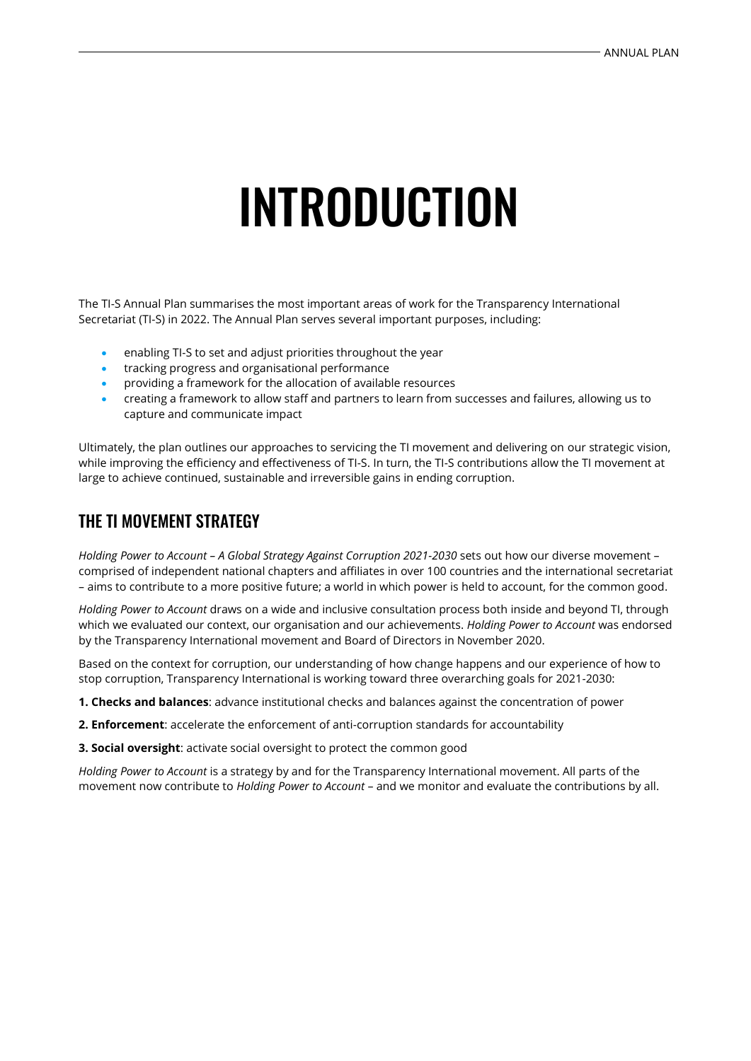# INTRODUCTION

The TI-S Annual Plan summarises the most important areas of work for the Transparency International Secretariat (TI-S) in 2022. The Annual Plan serves several important purposes, including:

- enabling TI-S to set and adjust priorities throughout the year
- tracking progress and organisational performance
- providing a framework for the allocation of available resources
- creating a framework to allow staff and partners to learn from successes and failures, allowing us to capture and communicate impact

Ultimately, the plan outlines our approaches to servicing the TI movement and delivering on our strategic vision, while improving the efficiency and effectiveness of TI-S. In turn, the TI-S contributions allow the TI movement at large to achieve continued, sustainable and irreversible gains in ending corruption.

## THE TI MOVEMENT STRATEGY

*Holding Power to Account – A Global Strategy Against Corruption 2021-2030* sets out how our diverse movement – comprised of independent national chapters and affiliates in over 100 countries and the international secretariat – aims to contribute to a more positive future; a world in which power is held to account, for the common good.

*Holding Power to Account* draws on a wide and inclusive consultation process both inside and beyond TI, through which we evaluated our context, our organisation and our achievements. *Holding Power to Account* was endorsed by the Transparency International movement and Board of Directors in November 2020.

Based on the context for corruption, our understanding of how change happens and our experience of how to stop corruption, Transparency International is working toward three overarching goals for 2021-2030:

**1. Checks and balances**: advance institutional checks and balances against the concentration of power

**2. Enforcement**: accelerate the enforcement of anti-corruption standards for accountability

**3. Social oversight**: activate social oversight to protect the common good

*Holding Power to Account* is a strategy by and for the Transparency International movement. All parts of the movement now contribute to *Holding Power to Account* – and we monitor and evaluate the contributions by all.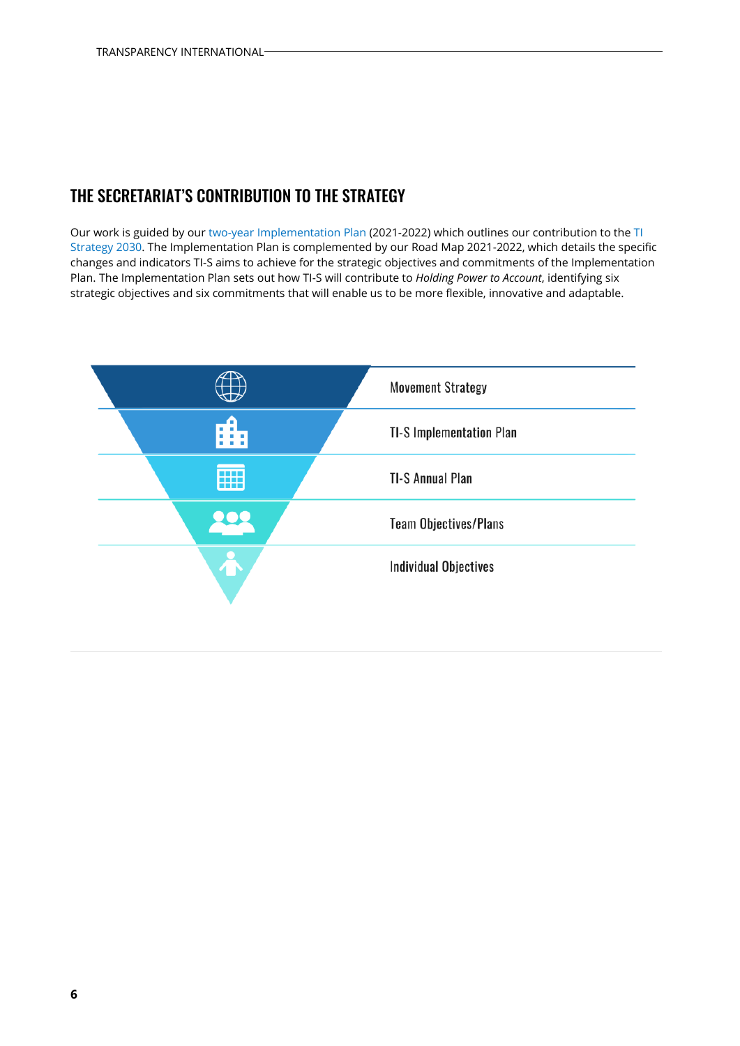## THE SECRETARIAT'S CONTRIBUTION TO THE STRATEGY

Our work is guided by our two-year Implementation Plan (2021-2022) which outlines our contribution to the TI Strategy 2030. The Implementation Plan is complemented by our Road Map 2021-2022, which details the specific changes and indicators TI-S aims to achieve for the strategic objectives and commitments of the Implementation Plan. The Implementation Plan sets out how TI-S will contribute to *Holding Power to Account*, identifying six strategic objectives and six commitments that will enable us to be more flexible, innovative and adaptable.

Movement Strategy

TI-S Implementation Plan

TI-S Annual Plan

Team Objectives/Plans

Individual Objectives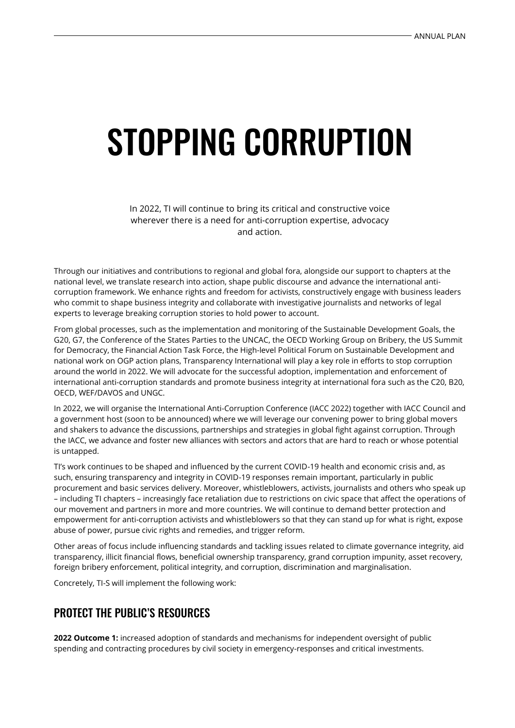# STOPPING CORRUPTION

In 2022, TI will continue to bring its critical and constructive voice wherever there is a need for anti-corruption expertise, advocacy and action.

Through our initiatives and contributions to regional and global fora, alongside our support to chapters at the national level, we translate research into action, shape public discourse and advance the international anti-corruption framework. We enhance rights and freedom for activists, constructively engage with business leaders who commit to shape business integrity and collaborate with investigative journalists and networks of legal experts to leverage breaking corruption stories to hold power to account.

From global processes, such as the implementation and monitoring of the Sustainable Development Goals, the G20, G7, the Conference of the States Parties to the UNCAC, the OECD Working Group on Bribery, the US Summit for Democracy, the Financial Action Task Force, the High-level Political Forum on Sustainable Development and national work on OGP action plans, Transparency International will play a key role in efforts to stop corruption around the world in 2022. We will advocate for the successful adoption, implementation and enforcement of international anti-corruption standards and promote business integrity at international fora such as the C20, B20, OECD, WEF/DAVOS and UNGC.

In 2022, we will organise the International Anti-Corruption Conference (IACC 2022) together with IACC Council and a government host (soon to be announced) where we will leverage our convening power to bring global movers and shakers to advance the discussions, partnerships and strategies in global fight against corruption. Through the IACC, we advance and foster new alliances with sectors and actors that are hard to reach or whose potential is untapped.

TI's work continues to be shaped and influenced by the current COVID-19 health and economic crisis and, as such, ensuring transparency and integrity in COVID-19 responses remain important, particularly in public procurement and basic services delivery. Moreover, whistleblowers, activists, journalists and others who speak up – including TI chapters – increasingly face retaliation due to restrictions on civic space that affect the operations of our movement and partners in more and more countries. We will continue to demand better protection and empowerment for anti-corruption activists and whistleblowers so that they can stand up for what is right, expose abuse of power, pursue civic rights and remedies, and trigger reform.

Other areas of focus include influencing standards and tackling issues related to climate governance integrity, aid transparency, illicit financial flows, beneficial ownership transparency, grand corruption impunity, asset recovery, foreign bribery enforcement, political integrity, and corruption, discrimination and marginalisation.

Concretely, TI-S will implement the following work:

## PROTECT THE PUBLIC'S RESOURCES

**2022 Outcome 1:** increased adoption of standards and mechanisms for independent oversight of public spending and contracting procedures by civil society in emergency-responses and critical investments.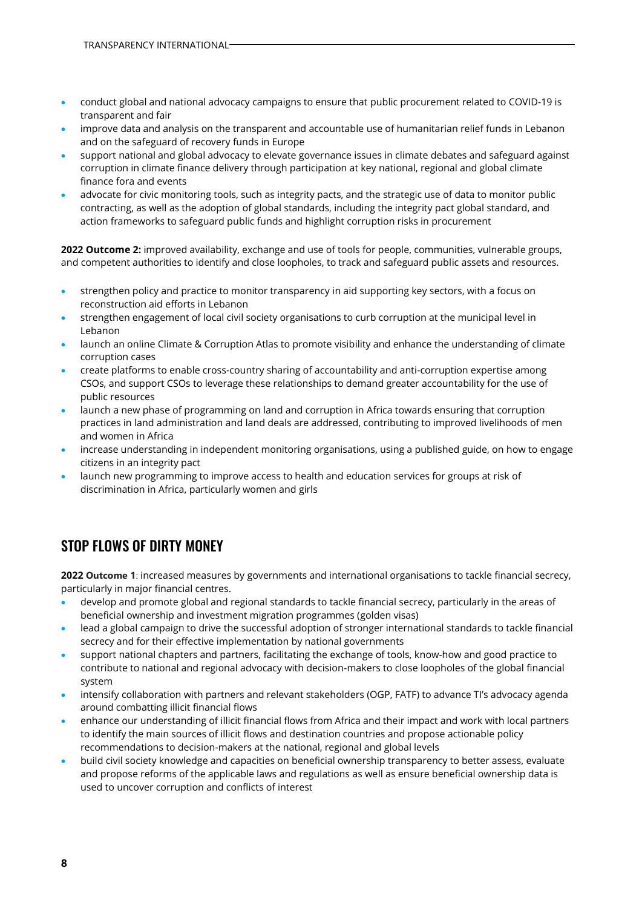- conduct global and national advocacy campaigns to ensure that public procurement related to COVID-19 is transparent and fair
- improve data and analysis on the transparent and accountable use of humanitarian relief funds in Lebanon and on the safeguard of recovery funds in Europe
- support national and global advocacy to elevate governance issues in climate debates and safeguard against corruption in climate finance delivery through participation at key national, regional and global climate finance fora and events
- advocate for civic monitoring tools, such as integrity pacts, and the strategic use of data to monitor public contracting, as well as the adoption of global standards, including the integrity pact global standard, and action frameworks to safeguard public funds and highlight corruption risks in procurement

**2022 Outcome 2:** improved availability, exchange and use of tools for people, communities, vulnerable groups, and competent authorities to identify and close loopholes, to track and safeguard public assets and resources.

- strengthen policy and practice to monitor transparency in aid supporting key sectors, with a focus on reconstruction aid efforts in Lebanon
- strengthen engagement of local civil society organisations to curb corruption at the municipal level in Lebanon
- launch an online Climate & Corruption Atlas to promote visibility and enhance the understanding of climate corruption cases
- create platforms to enable cross-country sharing of accountability and anti-corruption expertise among CSOs, and support CSOs to leverage these relationships to demand greater accountability for the use of public resources
- launch a new phase of programming on land and corruption in Africa towards ensuring that corruption practices in land administration and land deals are addressed, contributing to improved livelihoods of men and women in Africa
- increase understanding in independent monitoring organisations, using a published guide, on how to engage citizens in an integrity pact
- launch new programming to improve access to health and education services for groups at risk of discrimination in Africa, particularly women and girls

## STOP FLOWS OF DIRTY MONEY

**2022 Outcome 1**: increased measures by governments and international organisations to tackle financial secrecy, particularly in major financial centres.

- develop and promote global and regional standards to tackle financial secrecy, particularly in the areas of beneficial ownership and investment migration programmes (golden visas)
- lead a global campaign to drive the successful adoption of stronger international standards to tackle financial secrecy and for their effective implementation by national governments
- support national chapters and partners, facilitating the exchange of tools, know-how and good practice to contribute to national and regional advocacy with decision-makers to close loopholes of the global financial system
- intensify collaboration with partners and relevant stakeholders (OGP, FATF) to advance TI's advocacy agenda around combatting illicit financial flows
- enhance our understanding of illicit financial flows from Africa and their impact and work with local partners to identify the main sources of illicit flows and destination countries and propose actionable policy recommendations to decision-makers at the national, regional and global levels
- build civil society knowledge and capacities on beneficial ownership transparency to better assess, evaluate and propose reforms of the applicable laws and regulations as well as ensure beneficial ownership data is used to uncover corruption and conflicts of interest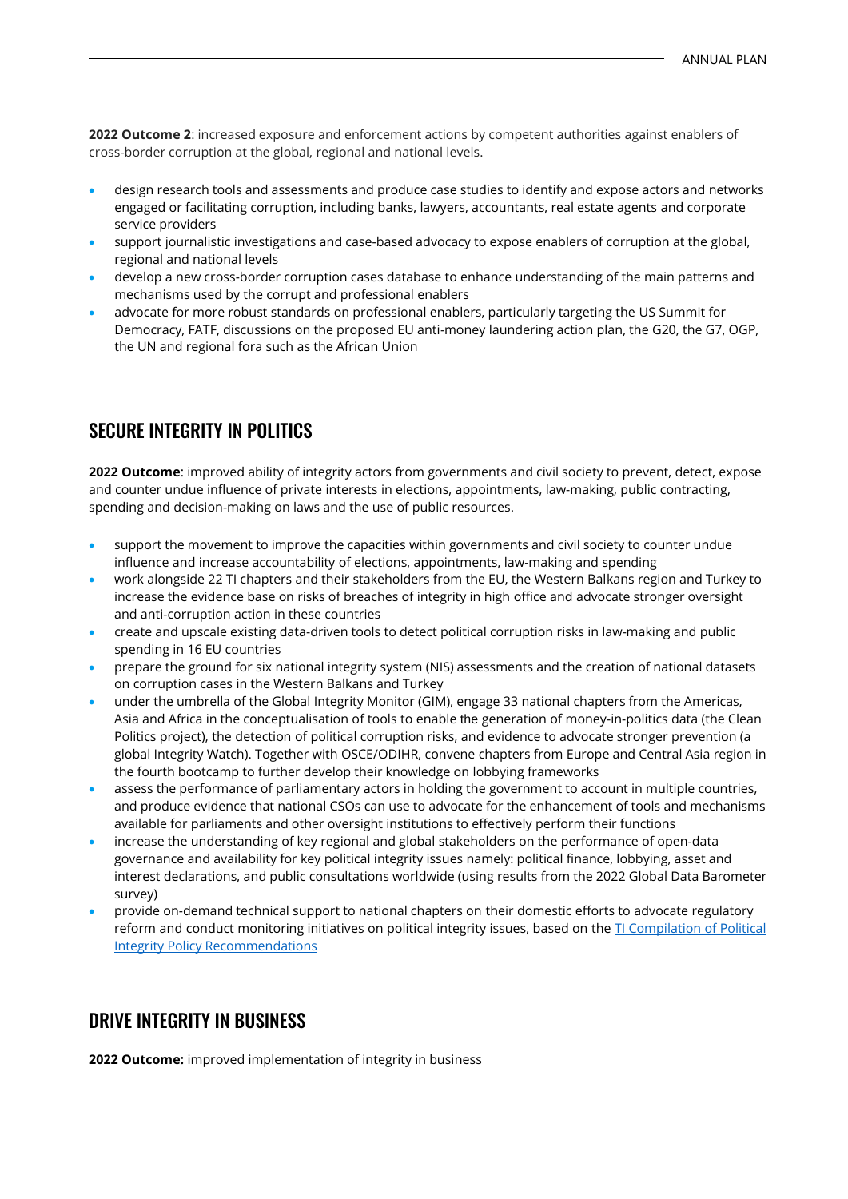**2022 Outcome 2**: increased exposure and enforcement actions by competent authorities against enablers of cross-border corruption at the global, regional and national levels.

- design research tools and assessments and produce case studies to identify and expose actors and networks engaged or facilitating corruption, including banks, lawyers, accountants, real estate agents and corporate service providers
- support journalistic investigations and case-based advocacy to expose enablers of corruption at the global, regional and national levels
- develop a new cross-border corruption cases database to enhance understanding of the main patterns and mechanisms used by the corrupt and professional enablers
- advocate for more robust standards on professional enablers, particularly targeting the US Summit for Democracy, FATF, discussions on the proposed EU anti-money laundering action plan, the G20, the G7, OGP, the UN and regional fora such as the African Union

## SECURE INTEGRITY IN POLITICS

**2022 Outcome**: improved ability of integrity actors from governments and civil society to prevent, detect, expose and counter undue influence of private interests in elections, appointments, law-making, public contracting, spending and decision-making on laws and the use of public resources.

- support the movement to improve the capacities within governments and civil society to counter undue influence and increase accountability of elections, appointments, law-making and spending
- work alongside 22 TI chapters and their stakeholders from the EU, the Western Balkans region and Turkey to increase the evidence base on risks of breaches of integrity in high office and advocate stronger oversight and anti-corruption action in these countries
- create and upscale existing data-driven tools to detect political corruption risks in law-making and public spending in 16 EU countries
- prepare the ground for six national integrity system (NIS) assessments and the creation of national datasets on corruption cases in the Western Balkans and Turkey
- under the umbrella of the Global Integrity Monitor (GIM), engage 33 national chapters from the Americas, Asia and Africa in the conceptualisation of tools to enable the generation of money-in-politics data (the Clean Politics project), the detection of political corruption risks, and evidence to advocate stronger prevention (a global Integrity Watch). Together with OSCE/ODIHR, convene chapters from Europe and Central Asia region in the fourth bootcamp to further develop their knowledge on lobbying frameworks
- assess the performance of parliamentary actors in holding the government to account in multiple countries, and produce evidence that national CSOs can use to advocate for the enhancement of tools and mechanisms available for parliaments and other oversight institutions to effectively perform their functions
- increase the understanding of key regional and global stakeholders on the performance of open-data governance and availability for key political integrity issues namely: political finance, lobbying, asset and interest declarations, and public consultations worldwide (using results from the 2022 Global Data Barometer survey)
- provide on-demand technical support to national chapters on their domestic efforts to advocate regulatory reform and conduct monitoring initiatives on political integrity issues, based on the [TI Compilation of Political Integrity Policy Recommendations]

## DRIVE INTEGRITY IN BUSINESS

**2022 Outcome:** improved implementation of integrity in business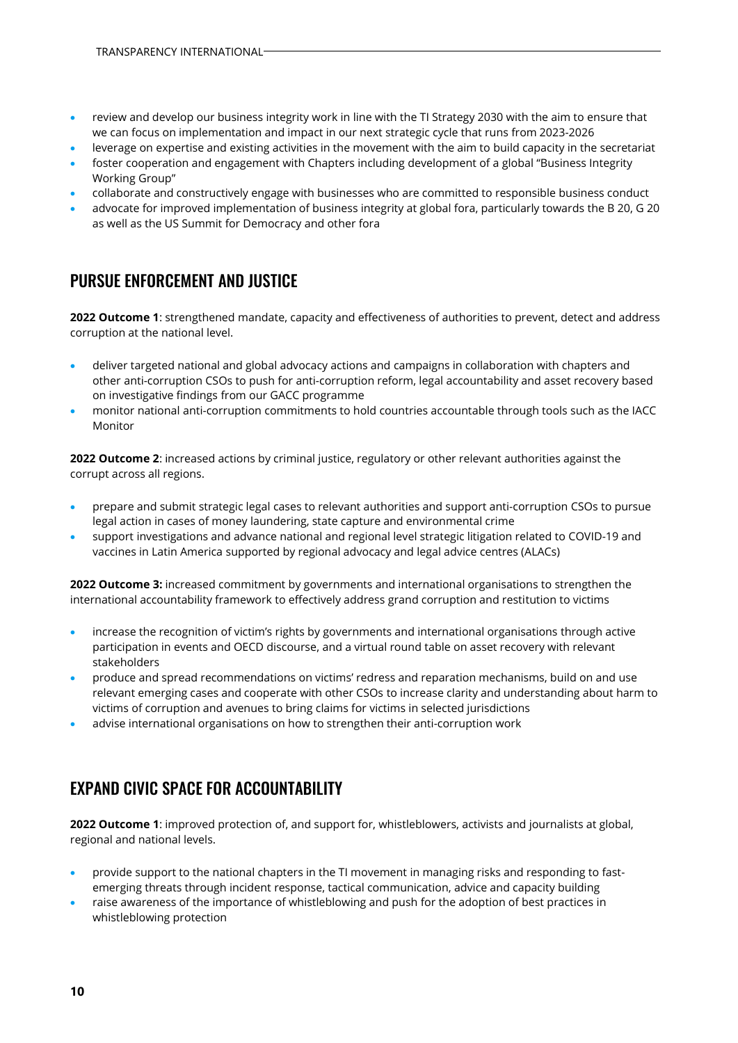- review and develop our business integrity work in line with the TI Strategy 2030 with the aim to ensure that we can focus on implementation and impact in our next strategic cycle that runs from 2023-2026
- leverage on expertise and existing activities in the movement with the aim to build capacity in the secretariat
- foster cooperation and engagement with Chapters including development of a global "Business Integrity Working Group"
- collaborate and constructively engage with businesses who are committed to responsible business conduct
- advocate for improved implementation of business integrity at global fora, particularly towards the B 20, G 20 as well as the US Summit for Democracy and other fora

## PURSUE ENFORCEMENT AND JUSTICE

**2022 Outcome 1**: strengthened mandate, capacity and effectiveness of authorities to prevent, detect and address corruption at the national level.

- deliver targeted national and global advocacy actions and campaigns in collaboration with chapters and other anti-corruption CSOs to push for anti-corruption reform, legal accountability and asset recovery based on investigative findings from our GACC programme
- monitor national anti-corruption commitments to hold countries accountable through tools such as the IACC Monitor

**2022 Outcome 2**: increased actions by criminal justice, regulatory or other relevant authorities against the corrupt across all regions.

- prepare and submit strategic legal cases to relevant authorities and support anti-corruption CSOs to pursue legal action in cases of money laundering, state capture and environmental crime
- support investigations and advance national and regional level strategic litigation related to COVID-19 and vaccines in Latin America supported by regional advocacy and legal advice centres (ALACs)

**2022 Outcome 3:** increased commitment by governments and international organisations to strengthen the international accountability framework to effectively address grand corruption and restitution to victims

- increase the recognition of victim's rights by governments and international organisations through active participation in events and OECD discourse, and a virtual round table on asset recovery with relevant stakeholders
- produce and spread recommendations on victims' redress and reparation mechanisms, build on and use relevant emerging cases and cooperate with other CSOs to increase clarity and understanding about harm to victims of corruption and avenues to bring claims for victims in selected jurisdictions
- advise international organisations on how to strengthen their anti-corruption work

## EXPAND CIVIC SPACE FOR ACCOUNTABILITY

**2022 Outcome 1**: improved protection of, and support for, whistleblowers, activists and journalists at global, regional and national levels.

- provide support to the national chapters in the TI movement in managing risks and responding to fast-emerging threats through incident response, tactical communication, advice and capacity building
- raise awareness of the importance of whistleblowing and push for the adoption of best practices in whistleblowing protection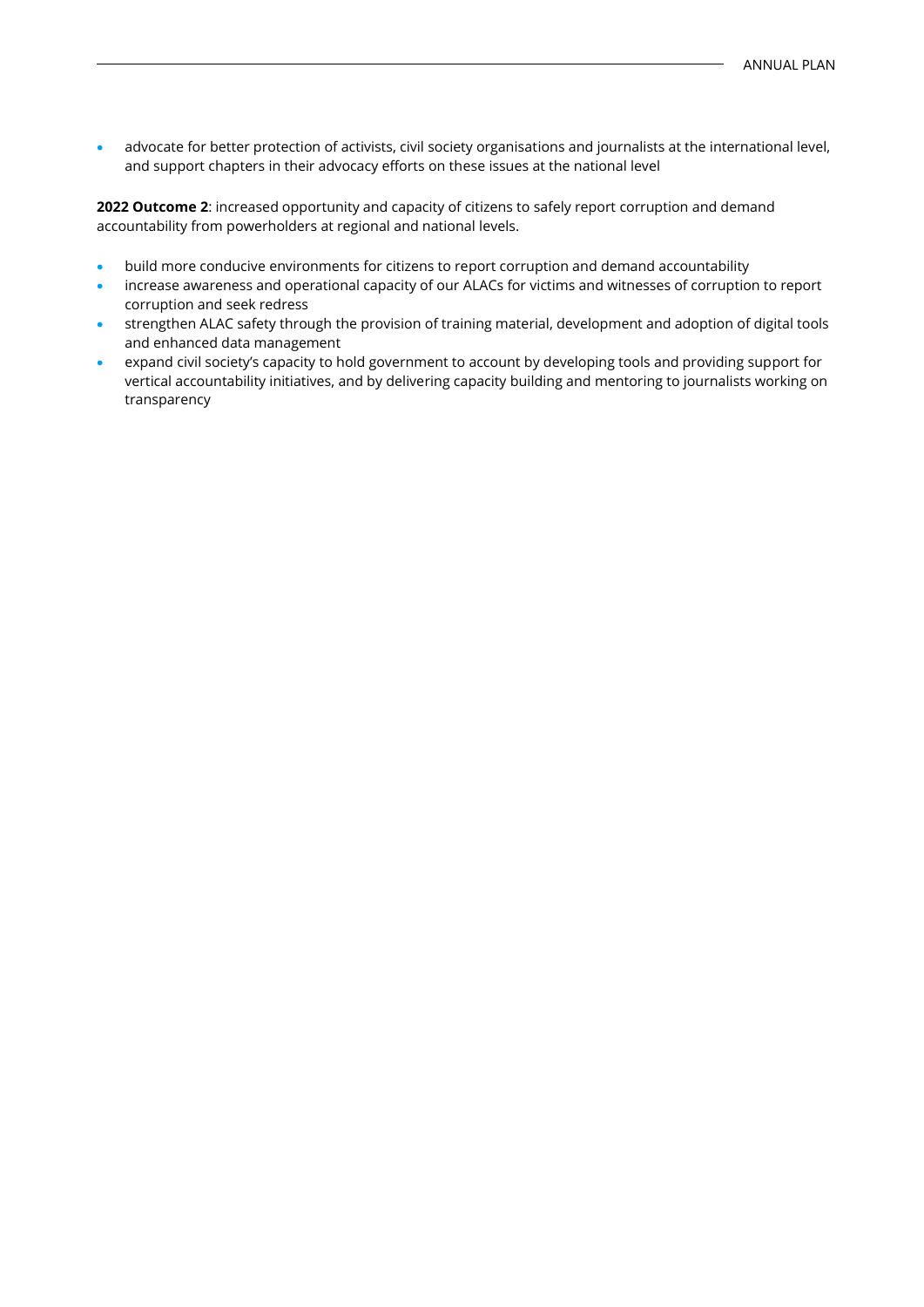- advocate for better protection of activists, civil society organisations and journalists at the international level, and support chapters in their advocacy efforts on these issues at the national level

**2022 Outcome 2**: increased opportunity and capacity of citizens to safely report corruption and demand accountability from powerholders at regional and national levels.

- build more conducive environments for citizens to report corruption and demand accountability
- increase awareness and operational capacity of our ALACs for victims and witnesses of corruption to report corruption and seek redress
- strengthen ALAC safety through the provision of training material, development and adoption of digital tools and enhanced data management
- expand civil society's capacity to hold government to account by developing tools and providing support for vertical accountability initiatives, and by delivering capacity building and mentoring to journalists working on transparency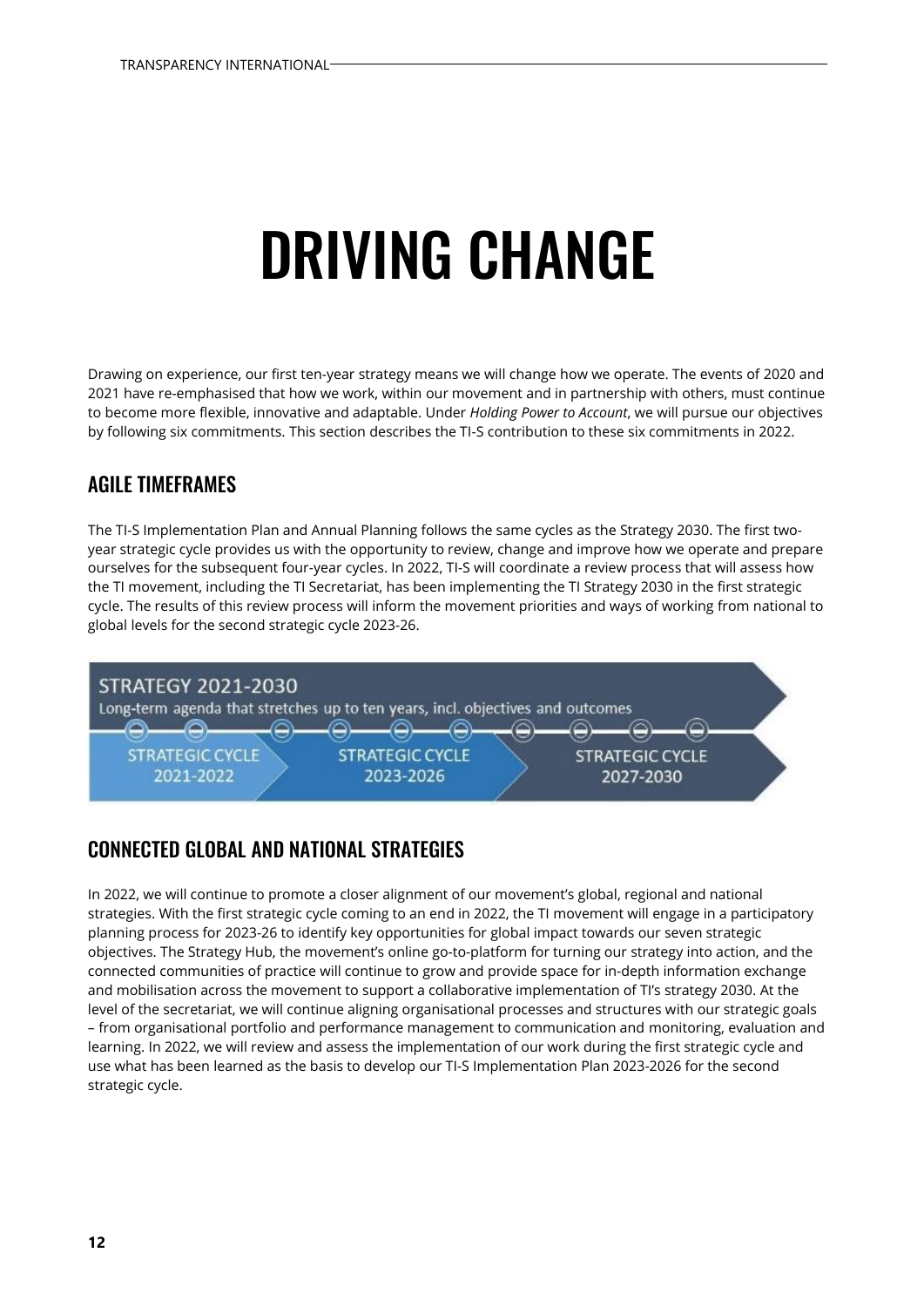# DRIVING CHANGE

Drawing on experience, our first ten-year strategy means we will change how we operate. The events of 2020 and 2021 have re-emphasised that how we work, within our movement and in partnership with others, must continue to become more flexible, innovative and adaptable. Under *Holding Power to Account*, we will pursue our objectives by following six commitments. This section describes the TI-S contribution to these six commitments in 2022.

## AGILE TIMEFRAMES

The TI-S Implementation Plan and Annual Planning follows the same cycles as the Strategy 2030. The first two-year strategic cycle provides us with the opportunity to review, change and improve how we operate and prepare ourselves for the subsequent four-year cycles. In 2022, TI-S will coordinate a review process that will assess how the TI movement, including the TI Secretariat, has been implementing the TI Strategy 2030 in the first strategic cycle. The results of this review process will inform the movement priorities and ways of working from national to global levels for the second strategic cycle 2023-26.

STRATEGY 2021-2030

Long-term agenda that stretches up to ten years, incl. objectives and outcomes

STRATEGIC CYCLE 2021-2022

STRATEGIC CYCLE 2023-2026

STRATEGIC CYCLE 2027-2030

## CONNECTED GLOBAL AND NATIONAL STRATEGIES

In 2022, we will continue to promote a closer alignment of our movement's global, regional and national strategies. With the first strategic cycle coming to an end in 2022, the TI movement will engage in a participatory planning process for 2023-26 to identify key opportunities for global impact towards our seven strategic objectives. The Strategy Hub, the movement's online go-to-platform for turning our strategy into action, and the connected communities of practice will continue to grow and provide space for in-depth information exchange and mobilisation across the movement to support a collaborative implementation of TI's strategy 2030. At the level of the secretariat, we will continue aligning organisational processes and structures with our strategic goals – from organisational portfolio and performance management to communication and monitoring, evaluation and learning. In 2022, we will review and assess the implementation of our work during the first strategic cycle and use what has been learned as the basis to develop our TI-S Implementation Plan 2023-2026 for the second strategic cycle.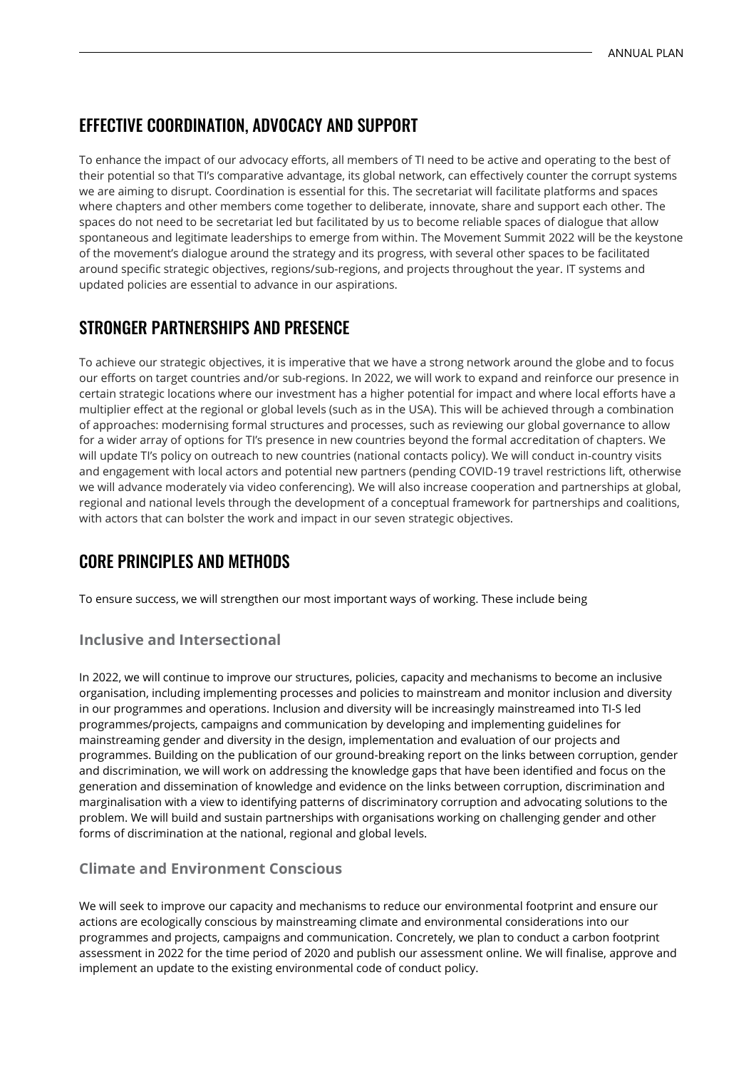## EFFECTIVE COORDINATION, ADVOCACY AND SUPPORT

To enhance the impact of our advocacy efforts, all members of TI need to be active and operating to the best of their potential so that TI's comparative advantage, its global network, can effectively counter the corrupt systems we are aiming to disrupt. Coordination is essential for this. The secretariat will facilitate platforms and spaces where chapters and other members come together to deliberate, innovate, share and support each other. The spaces do not need to be secretariat led but facilitated by us to become reliable spaces of dialogue that allow spontaneous and legitimate leaderships to emerge from within. The Movement Summit 2022 will be the keystone of the movement's dialogue around the strategy and its progress, with several other spaces to be facilitated around specific strategic objectives, regions/sub-regions, and projects throughout the year. IT systems and updated policies are essential to advance in our aspirations.

## STRONGER PARTNERSHIPS AND PRESENCE

To achieve our strategic objectives, it is imperative that we have a strong network around the globe and to focus our efforts on target countries and/or sub-regions. In 2022, we will work to expand and reinforce our presence in certain strategic locations where our investment has a higher potential for impact and where local efforts have a multiplier effect at the regional or global levels (such as in the USA). This will be achieved through a combination of approaches: modernising formal structures and processes, such as reviewing our global governance to allow for a wider array of options for TI's presence in new countries beyond the formal accreditation of chapters. We will update TI's policy on outreach to new countries (national contacts policy). We will conduct in-country visits and engagement with local actors and potential new partners (pending COVID-19 travel restrictions lift, otherwise we will advance moderately via video conferencing). We will also increase cooperation and partnerships at global, regional and national levels through the development of a conceptual framework for partnerships and coalitions, with actors that can bolster the work and impact in our seven strategic objectives.

## CORE PRINCIPLES AND METHODS

To ensure success, we will strengthen our most important ways of working. These include being

### Inclusive and Intersectional

In 2022, we will continue to improve our structures, policies, capacity and mechanisms to become an inclusive organisation, including implementing processes and policies to mainstream and monitor inclusion and diversity in our programmes and operations. Inclusion and diversity will be increasingly mainstreamed into TI-S led programmes/projects, campaigns and communication by developing and implementing guidelines for mainstreaming gender and diversity in the design, implementation and evaluation of our projects and programmes. Building on the publication of our ground-breaking report on the links between corruption, gender and discrimination, we will work on addressing the knowledge gaps that have been identified and focus on the generation and dissemination of knowledge and evidence on the links between corruption, discrimination and marginalisation with a view to identifying patterns of discriminatory corruption and advocating solutions to the problem. We will build and sustain partnerships with organisations working on challenging gender and other forms of discrimination at the national, regional and global levels.

### Climate and Environment Conscious

We will seek to improve our capacity and mechanisms to reduce our environmental footprint and ensure our actions are ecologically conscious by mainstreaming climate and environmental considerations into our programmes and projects, campaigns and communication. Concretely, we plan to conduct a carbon footprint assessment in 2022 for the time period of 2020 and publish our assessment online. We will finalise, approve and implement an update to the existing environmental code of conduct policy.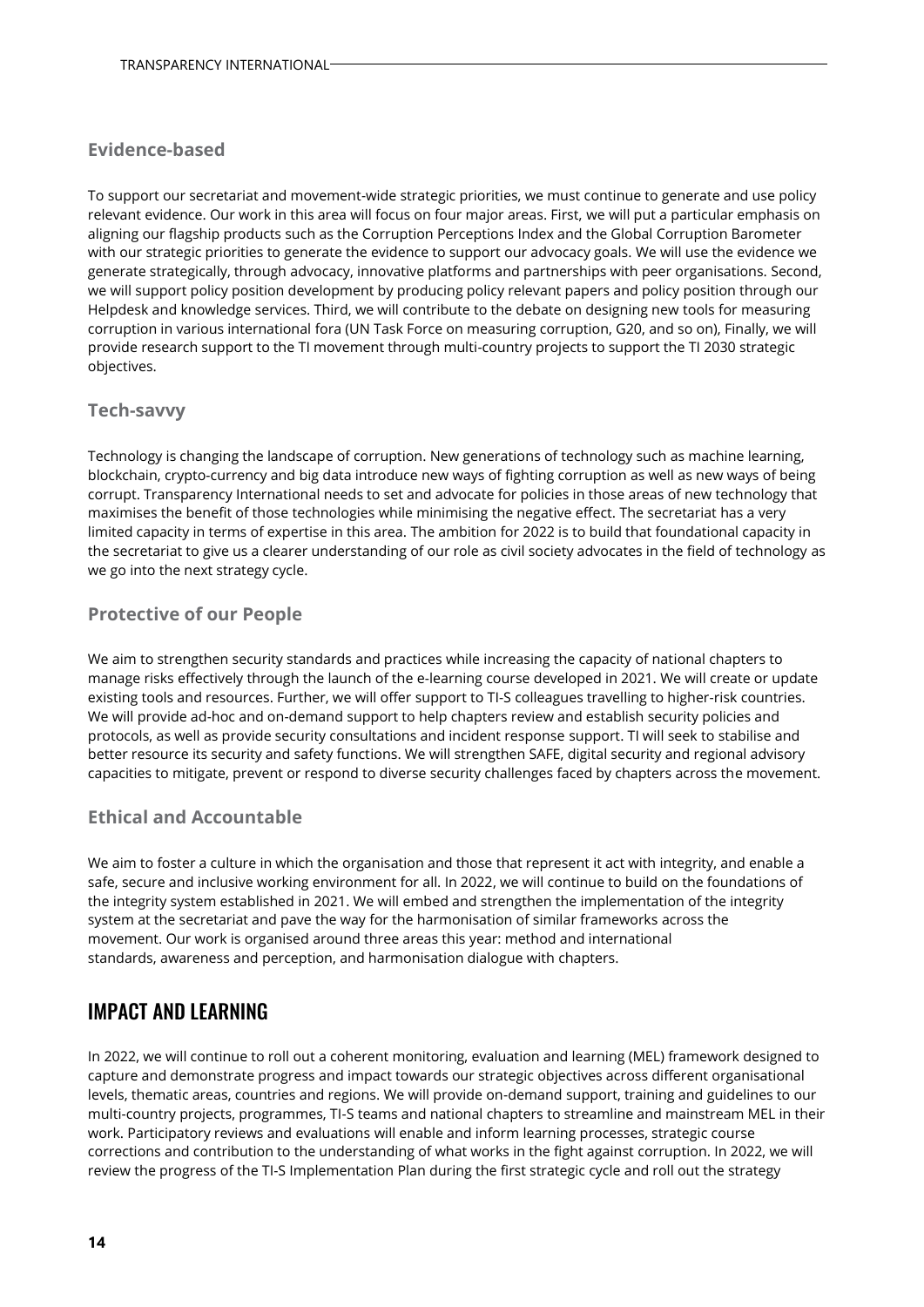### Evidence-based

To support our secretariat and movement-wide strategic priorities, we must continue to generate and use policy relevant evidence. Our work in this area will focus on four major areas. First, we will put a particular emphasis on aligning our flagship products such as the Corruption Perceptions Index and the Global Corruption Barometer with our strategic priorities to generate the evidence to support our advocacy goals. We will use the evidence we generate strategically, through advocacy, innovative platforms and partnerships with peer organisations. Second, we will support policy position development by producing policy relevant papers and policy position through our Helpdesk and knowledge services. Third, we will contribute to the debate on designing new tools for measuring corruption in various international fora (UN Task Force on measuring corruption, G20, and so on), Finally, we will provide research support to the TI movement through multi-country projects to support the TI 2030 strategic objectives.

### Tech-savvy

Technology is changing the landscape of corruption. New generations of technology such as machine learning, blockchain, crypto-currency and big data introduce new ways of fighting corruption as well as new ways of being corrupt. Transparency International needs to set and advocate for policies in those areas of new technology that maximises the benefit of those technologies while minimising the negative effect. The secretariat has a very limited capacity in terms of expertise in this area. The ambition for 2022 is to build that foundational capacity in the secretariat to give us a clearer understanding of our role as civil society advocates in the field of technology as we go into the next strategy cycle.

### Protective of our People

We aim to strengthen security standards and practices while increasing the capacity of national chapters to manage risks effectively through the launch of the e-learning course developed in 2021. We will create or update existing tools and resources. Further, we will offer support to TI-S colleagues travelling to higher-risk countries. We will provide ad-hoc and on-demand support to help chapters review and establish security policies and protocols, as well as provide security consultations and incident response support. TI will seek to stabilise and better resource its security and safety functions. We will strengthen SAFE, digital security and regional advisory capacities to mitigate, prevent or respond to diverse security challenges faced by chapters across the movement.

### Ethical and Accountable

We aim to foster a culture in which the organisation and those that represent it act with integrity, and enable a safe, secure and inclusive working environment for all. In 2022, we will continue to build on the foundations of the integrity system established in 2021. We will embed and strengthen the implementation of the integrity system at the secretariat and pave the way for the harmonisation of similar frameworks across the movement. Our work is organised around three areas this year: method and international standards, awareness and perception, and harmonisation dialogue with chapters.

## IMPACT AND LEARNING

In 2022, we will continue to roll out a coherent monitoring, evaluation and learning (MEL) framework designed to capture and demonstrate progress and impact towards our strategic objectives across different organisational levels, thematic areas, countries and regions. We will provide on-demand support, training and guidelines to our multi-country projects, programmes, TI-S teams and national chapters to streamline and mainstream MEL in their work. Participatory reviews and evaluations will enable and inform learning processes, strategic course corrections and contribution to the understanding of what works in the fight against corruption. In 2022, we will review the progress of the TI-S Implementation Plan during the first strategic cycle and roll out the strategy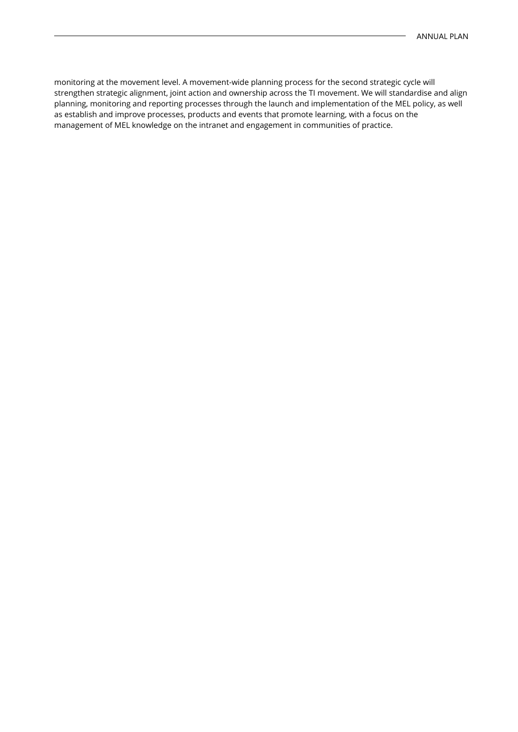monitoring at the movement level. A movement-wide planning process for the second strategic cycle will strengthen strategic alignment, joint action and ownership across the TI movement. We will standardise and align planning, monitoring and reporting processes through the launch and implementation of the MEL policy, as well as establish and improve processes, products and events that promote learning, with a focus on the management of MEL knowledge on the intranet and engagement in communities of practice.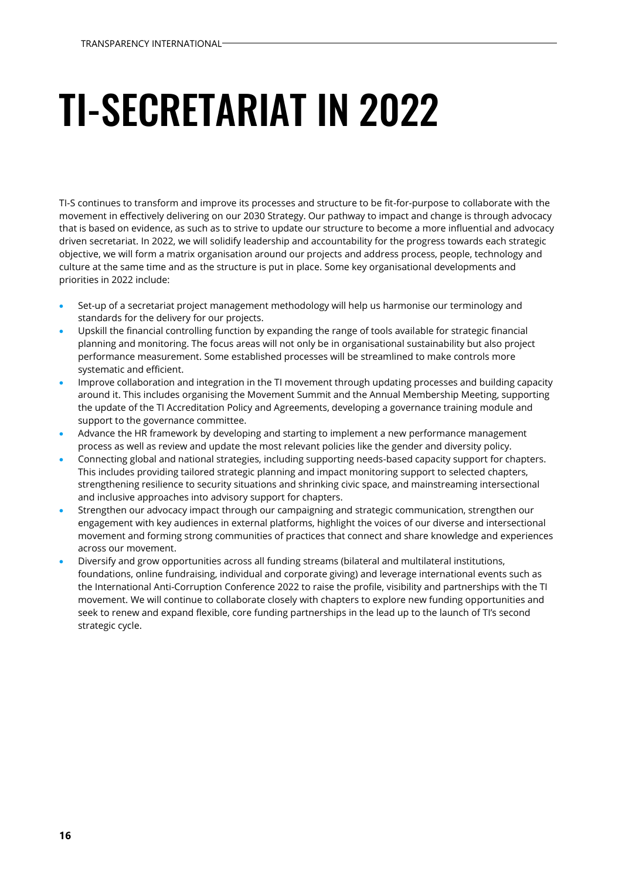# TI-SECRETARIAT IN 2022

TI-S continues to transform and improve its processes and structure to be fit-for-purpose to collaborate with the movement in effectively delivering on our 2030 Strategy. Our pathway to impact and change is through advocacy that is based on evidence, as such as to strive to update our structure to become a more influential and advocacy driven secretariat. In 2022, we will solidify leadership and accountability for the progress towards each strategic objective, we will form a matrix organisation around our projects and address process, people, technology and culture at the same time and as the structure is put in place. Some key organisational developments and priorities in 2022 include:

- Set-up of a secretariat project management methodology will help us harmonise our terminology and standards for the delivery for our projects.
- Upskill the financial controlling function by expanding the range of tools available for strategic financial planning and monitoring. The focus areas will not only be in organisational sustainability but also project performance measurement. Some established processes will be streamlined to make controls more systematic and efficient.
- Improve collaboration and integration in the TI movement through updating processes and building capacity around it. This includes organising the Movement Summit and the Annual Membership Meeting, supporting the update of the TI Accreditation Policy and Agreements, developing a governance training module and support to the governance committee.
- Advance the HR framework by developing and starting to implement a new performance management process as well as review and update the most relevant policies like the gender and diversity policy.
- Connecting global and national strategies, including supporting needs-based capacity support for chapters. This includes providing tailored strategic planning and impact monitoring support to selected chapters, strengthening resilience to security situations and shrinking civic space, and mainstreaming intersectional and inclusive approaches into advisory support for chapters.
- Strengthen our advocacy impact through our campaigning and strategic communication, strengthen our engagement with key audiences in external platforms, highlight the voices of our diverse and intersectional movement and forming strong communities of practices that connect and share knowledge and experiences across our movement.
- Diversify and grow opportunities across all funding streams (bilateral and multilateral institutions, foundations, online fundraising, individual and corporate giving) and leverage international events such as the International Anti-Corruption Conference 2022 to raise the profile, visibility and partnerships with the TI movement. We will continue to collaborate closely with chapters to explore new funding opportunities and seek to renew and expand flexible, core funding partnerships in the lead up to the launch of TI's second strategic cycle.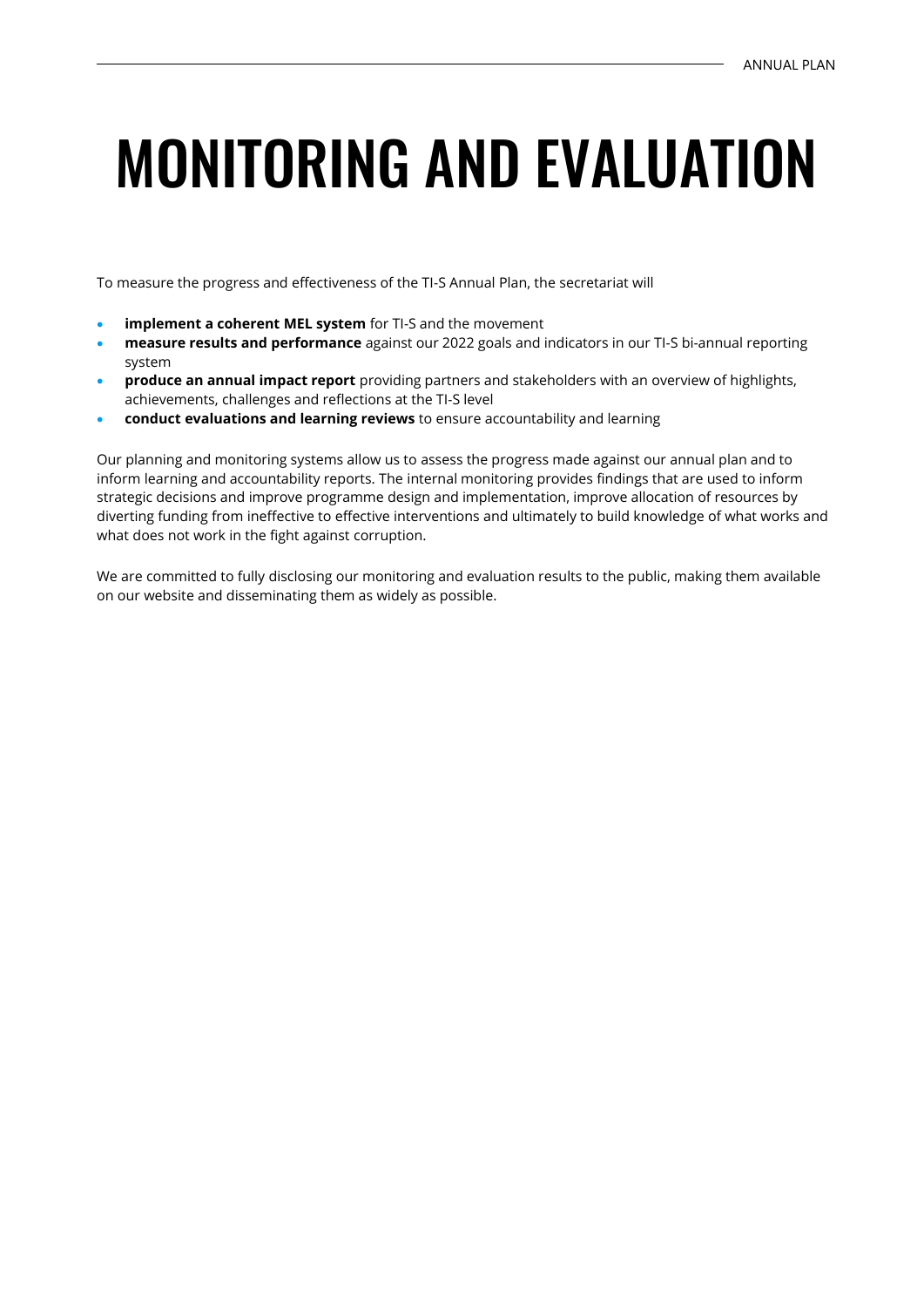# MONITORING AND EVALUATION

To measure the progress and effectiveness of the TI-S Annual Plan, the secretariat will

- **implement a coherent MEL system** for TI-S and the movement
- **measure results and performance** against our 2022 goals and indicators in our TI-S bi-annual reporting system
- **produce an annual impact report** providing partners and stakeholders with an overview of highlights, achievements, challenges and reflections at the TI-S level
- **conduct evaluations and learning reviews** to ensure accountability and learning

Our planning and monitoring systems allow us to assess the progress made against our annual plan and to inform learning and accountability reports. The internal monitoring provides findings that are used to inform strategic decisions and improve programme design and implementation, improve allocation of resources by diverting funding from ineffective to effective interventions and ultimately to build knowledge of what works and what does not work in the fight against corruption.

We are committed to fully disclosing our monitoring and evaluation results to the public, making them available on our website and disseminating them as widely as possible.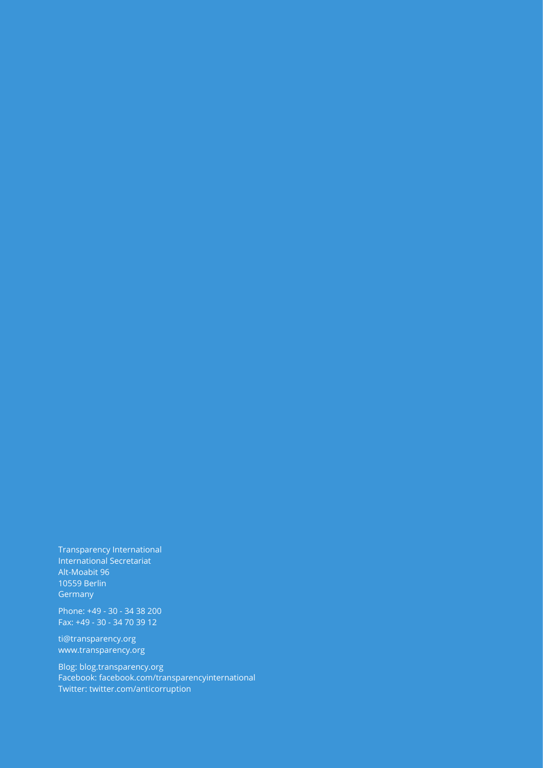Transparency International
International Secretariat
Alt-Moabit 96
10559 Berlin
Germany

Phone: +49 - 30 - 34 38 200
Fax: +49 - 30 - 34 70 39 12

ti@transparency.org
www.transparency.org

Blog: blog.transparency.org
Facebook: facebook.com/transparencyinternational
Twitter: twitter.com/anticorruption